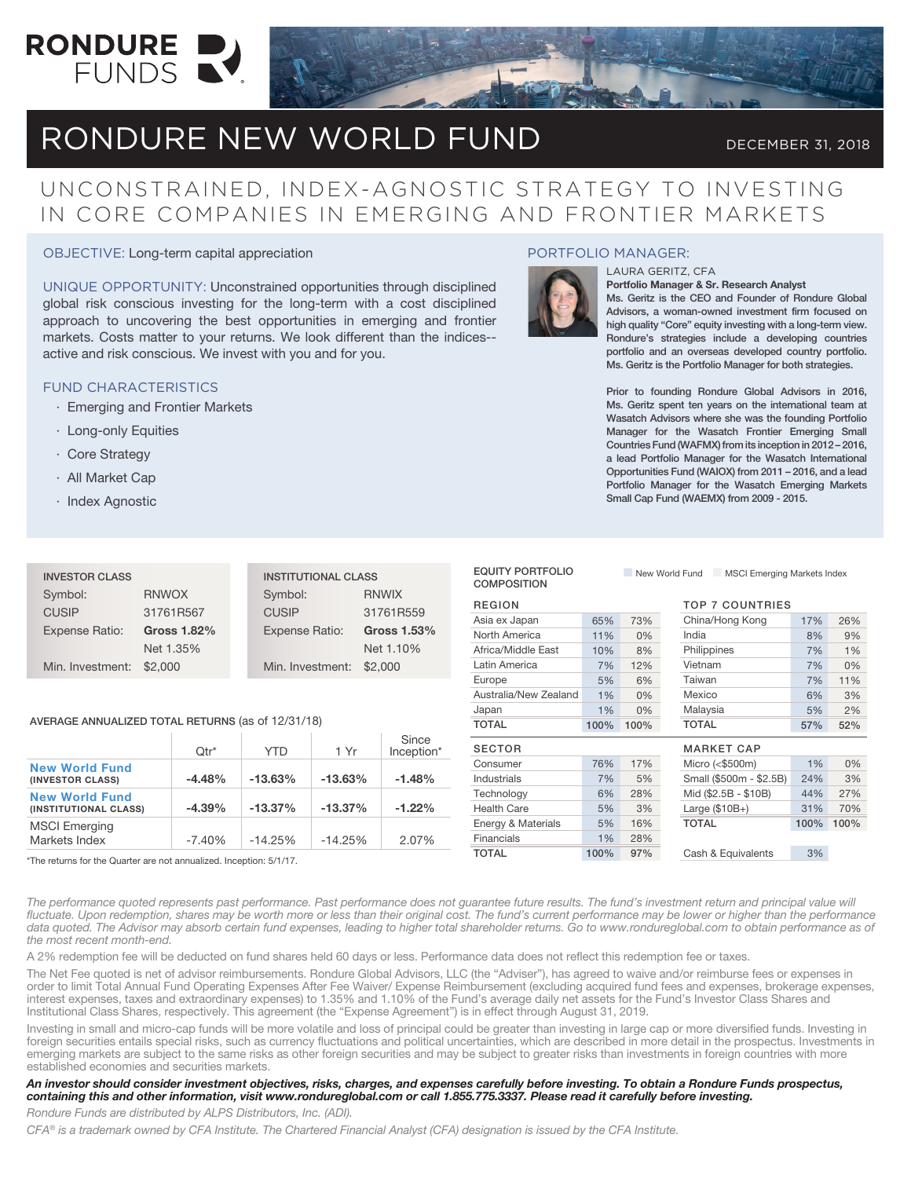RONDURE FUNDS

# RONDURE NEW WORLD FUND

DECEMBER 31, 2018

## UNCONSTRAINED, INDEX-AGNOSTIC STRATEGY TO INVESTING IN CORE COMPANIES IN EMERGING AND FRONTIER MARKETS

OBJECTIVE: Long-term capital appreciation

UNIQUE OPPORTUNITY: Unconstrained opportunities through disciplined global risk conscious investing for the long-term with a cost disciplined approach to uncovering the best opportunities in emerging and frontier markets. Costs matter to your returns. We look different than the indices--active and risk conscious. We invest with you and for you.

FUND CHARACTERISTICS

- Emerging and Frontier Markets
- Long-only Equities
- Core Strategy
- All Market Cap
- Index Agnostic

PORTFOLIO MANAGER:

LAURA GERITZ, CFA

**Portfolio Manager & Sr. Research Analyst**

**Ms. Geritz is the CEO and Founder of Rondure Global Advisors, a woman-owned investment firm focused on high quality "Core" equity investing with a long-term view. Rondure's strategies include a developing countries portfolio and an overseas developed country portfolio. Ms. Geritz is the Portfolio Manager for both strategies.**

**Prior to founding Rondure Global Advisors in 2016, Ms. Geritz spent ten years on the international team at Wasatch Advisors where she was the founding Portfolio Manager for the Wasatch Frontier Emerging Small Countries Fund (WAFMX) from its inception in 2012 – 2016, a lead Portfolio Manager for the Wasatch International Opportunities Fund (WAIOX) from 2011 – 2016, and a lead Portfolio Manager for the Wasatch Emerging Markets Small Cap Fund (WAEMX) from 2009 - 2015.**

| INVESTOR CLASS | |
|---|---|
| Symbol: | RNWOX |
| CUSIP | 31761R567 |
| Expense Ratio: | **Gross 1.82%** |
| | Net 1.35% |
| Min. Investment: | $2,000 |

| INSTITUTIONAL CLASS | |
|---|---|
| Symbol: | RNWIX |
| CUSIP | 31761R559 |
| Expense Ratio: | **Gross 1.53%** |
| | Net 1.10% |
| Min. Investment: | $2,000 |

AVERAGE ANNUALIZED TOTAL RETURNS (as of 12/31/18)

| | Qtr* | YTD | 1 Yr | Since Inception* |
|---|---|---|---|---|
| **New World Fund** (INVESTOR CLASS) | **-4.48%** | **-13.63%** | **-13.63%** | **-1.48%** |
| **New World Fund** (INSTITUTIONAL CLASS) | **-4.39%** | **-13.37%** | **-13.37%** | **-1.22%** |
| MSCI Emerging Markets Index | -7.40% | -14.25% | -14.25% | 2.07% |

*The returns for the Quarter are not annualized. Inception: 5/1/17.

EQUITY PORTFOLIO COMPOSITION (New World Fund / MSCI Emerging Markets Index)

| REGION | New World Fund | MSCI Emerging Markets Index |
|---|---|---|
| Asia ex Japan | 65% | 73% |
| North America | 11% | 0% |
| Africa/Middle East | 10% | 8% |
| Latin America | 7% | 12% |
| Europe | 5% | 6% |
| Australia/New Zealand | 1% | 0% |
| Japan | 1% | 0% |
| TOTAL | 100% | 100% |

| TOP 7 COUNTRIES | New World Fund | MSCI Emerging Markets Index |
|---|---|---|
| China/Hong Kong | 17% | 26% |
| India | 8% | 9% |
| Philippines | 7% | 1% |
| Vietnam | 7% | 0% |
| Taiwan | 7% | 11% |
| Mexico | 6% | 3% |
| Malaysia | 5% | 2% |
| TOTAL | 57% | 52% |

| SECTOR | New World Fund | MSCI Emerging Markets Index |
|---|---|---|
| Consumer | 76% | 17% |
| Industrials | 7% | 5% |
| Technology | 6% | 28% |
| Health Care | 5% | 3% |
| Energy & Materials | 5% | 16% |
| Financials | 1% | 28% |
| TOTAL | 100% | 97% |

| MARKET CAP | New World Fund | MSCI Emerging Markets Index |
|---|---|---|
| Micro (<$500m) | 1% | 0% |
| Small ($500m - $2.5B) | 24% | 3% |
| Mid ($2.5B - $10B) | 44% | 27% |
| Large ($10B+) | 31% | 70% |
| TOTAL | 100% | 100% |
| Cash & Equivalents | 3% | |

*The performance quoted represents past performance. Past performance does not guarantee future results. The fund's investment return and principal value will fluctuate. Upon redemption, shares may be worth more or less than their original cost. The fund's current performance may be lower or higher than the performance data quoted. The Advisor may absorb certain fund expenses, leading to higher total shareholder returns. Go to www.rondureglobal.com to obtain performance as of the most recent month-end.*

A 2% redemption fee will be deducted on fund shares held 60 days or less. Performance data does not reflect this redemption fee or taxes.

The Net Fee quoted is net of advisor reimbursements. Rondure Global Advisors, LLC (the "Adviser"), has agreed to waive and/or reimburse fees or expenses in order to limit Total Annual Fund Operating Expenses After Fee Waiver/ Expense Reimbursement (excluding acquired fund fees and expenses, brokerage expenses, interest expenses, taxes and extraordinary expenses) to 1.35% and 1.10% of the Fund's average daily net assets for the Fund's Investor Class Shares and Institutional Class Shares, respectively. This agreement (the "Expense Agreement") is in effect through August 31, 2019.

Investing in small and micro-cap funds will be more volatile and loss of principal could be greater than investing in large cap or more diversified funds. Investing in foreign securities entails special risks, such as currency fluctuations and political uncertainties, which are described in more detail in the prospectus. Investments in emerging markets are subject to the same risks as other foreign securities and may be subject to greater risks than investments in foreign countries with more established economies and securities markets.

***An investor should consider investment objectives, risks, charges, and expenses carefully before investing. To obtain a Rondure Funds prospectus, containing this and other information, visit www.rondureglobal.com or call 1.855.775.3337. Please read it carefully before investing.***

*Rondure Funds are distributed by ALPS Distributors, Inc. (ADI).*

*CFA® is a trademark owned by CFA Institute. The Chartered Financial Analyst (CFA) designation is issued by the CFA Institute.*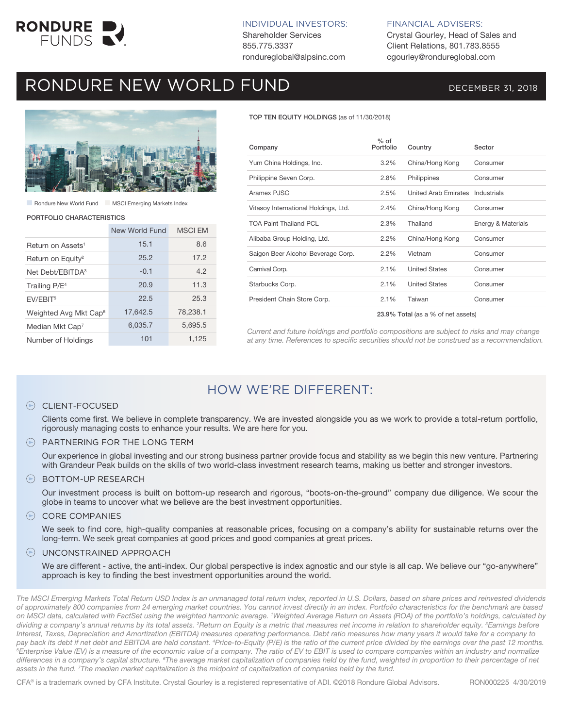RONDURE FUNDS

INDIVIDUAL INVESTORS:
Shareholder Services
855.775.3337
rondureglobal@alpsinc.com

FINANCIAL ADVISERS:
Crystal Gourley, Head of Sales and Client Relations, 801.783.8555
cgourley@rondureglobal.com

# RONDURE NEW WORLD FUND

DECEMBER 31, 2018

Rondure New World Fund   MSCI Emerging Markets Index

## PORTFOLIO CHARACTERISTICS

| | New World Fund | MSCI EM |
|---|---|---|
| Return on Assets[1] | 15.1 | 8.6 |
| Return on Equity[2] | 25.2 | 17.2 |
| Net Debt/EBITDA[3] | -0.1 | 4.2 |
| Trailing P/E[4] | 20.9 | 11.3 |
| EV/EBIT[5] | 22.5 | 25.3 |
| Weighted Avg Mkt Cap[6] | 17,642.5 | 78,238.1 |
| Median Mkt Cap[7] | 6,035.7 | 5,695.5 |
| Number of Holdings | 101 | 1,125 |

## TOP TEN EQUITY HOLDINGS (as of 11/30/2018)

| Company | % of Portfolio | Country | Sector |
|---|---|---|---|
| Yum China Holdings, Inc. | 3.2% | China/Hong Kong | Consumer |
| Philippine Seven Corp. | 2.8% | Philippines | Consumer |
| Aramex PJSC | 2.5% | United Arab Emirates | Industrials |
| Vitasoy International Holdings, Ltd. | 2.4% | China/Hong Kong | Consumer |
| TOA Paint Thailand PCL | 2.3% | Thailand | Energy & Materials |
| Alibaba Group Holding, Ltd. | 2.2% | China/Hong Kong | Consumer |
| Saigon Beer Alcohol Beverage Corp. | 2.2% | Vietnam | Consumer |
| Carnival Corp. | 2.1% | United States | Consumer |
| Starbucks Corp. | 2.1% | United States | Consumer |
| President Chain Store Corp. | 2.1% | Taiwan | Consumer |
| | 23.9% Total (as a % of net assets) | | |

*Current and future holdings and portfolio compositions are subject to risks and may change at any time. References to specific securities should not be construed as a recommendation.*

## HOW WE'RE DIFFERENT:

### CLIENT-FOCUSED

Clients come first. We believe in complete transparency. We are invested alongside you as we work to provide a total-return portfolio, rigorously managing costs to enhance your results. We are here for you.

### PARTNERING FOR THE LONG TERM

Our experience in global investing and our strong business partner provide focus and stability as we begin this new venture. Partnering with Grandeur Peak builds on the skills of two world-class investment research teams, making us better and stronger investors.

### BOTTOM-UP RESEARCH

Our investment process is built on bottom-up research and rigorous, "boots-on-the-ground" company due diligence. We scour the globe in teams to uncover what we believe are the best investment opportunities.

### CORE COMPANIES

We seek to find core, high-quality companies at reasonable prices, focusing on a company's ability for sustainable returns over the long-term. We seek great companies at good prices and good companies at great prices.

### UNCONSTRAINED APPROACH

We are different - active, the anti-index. Our global perspective is index agnostic and our style is all cap. We believe our "go-anywhere" approach is key to finding the best investment opportunities around the world.

*The MSCI Emerging Markets Total Return USD Index is an unmanaged total return index, reported in U.S. Dollars, based on share prices and reinvested dividends of approximately 800 companies from 24 emerging market countries. You cannot invest directly in an index. Portfolio characteristics for the benchmark are based on MSCI data, calculated with FactSet using the weighted harmonic average. [1]Weighted Average Return on Assets (ROA) of the portfolio's holdings, calculated by dividing a company's annual returns by its total assets. [2]Return on Equity is a metric that measures net income in relation to shareholder equity. [3]Earnings before Interest, Taxes, Depreciation and Amortization (EBITDA) measures operating performance. Debt ratio measures how many years it would take for a company to pay back its debt if net debt and EBITDA are held constant. [4]Price-to-Equity (P/E) is the ratio of the current price divided by the earnings over the past 12 months. [5]Enterprise Value (EV) is a measure of the economic value of a company. The ratio of EV to EBIT is used to compare companies within an industry and normalize differences in a company's capital structure. [6]The average market capitalization of companies held by the fund, weighted in proportion to their percentage of net assets in the fund. [7]The median market capitalization is the midpoint of capitalization of companies held by the fund.*

CFA® is a trademark owned by CFA Institute. Crystal Gourley is a registered representative of ADI. ©2018 Rondure Global Advisors.   RON000225 4/30/2019